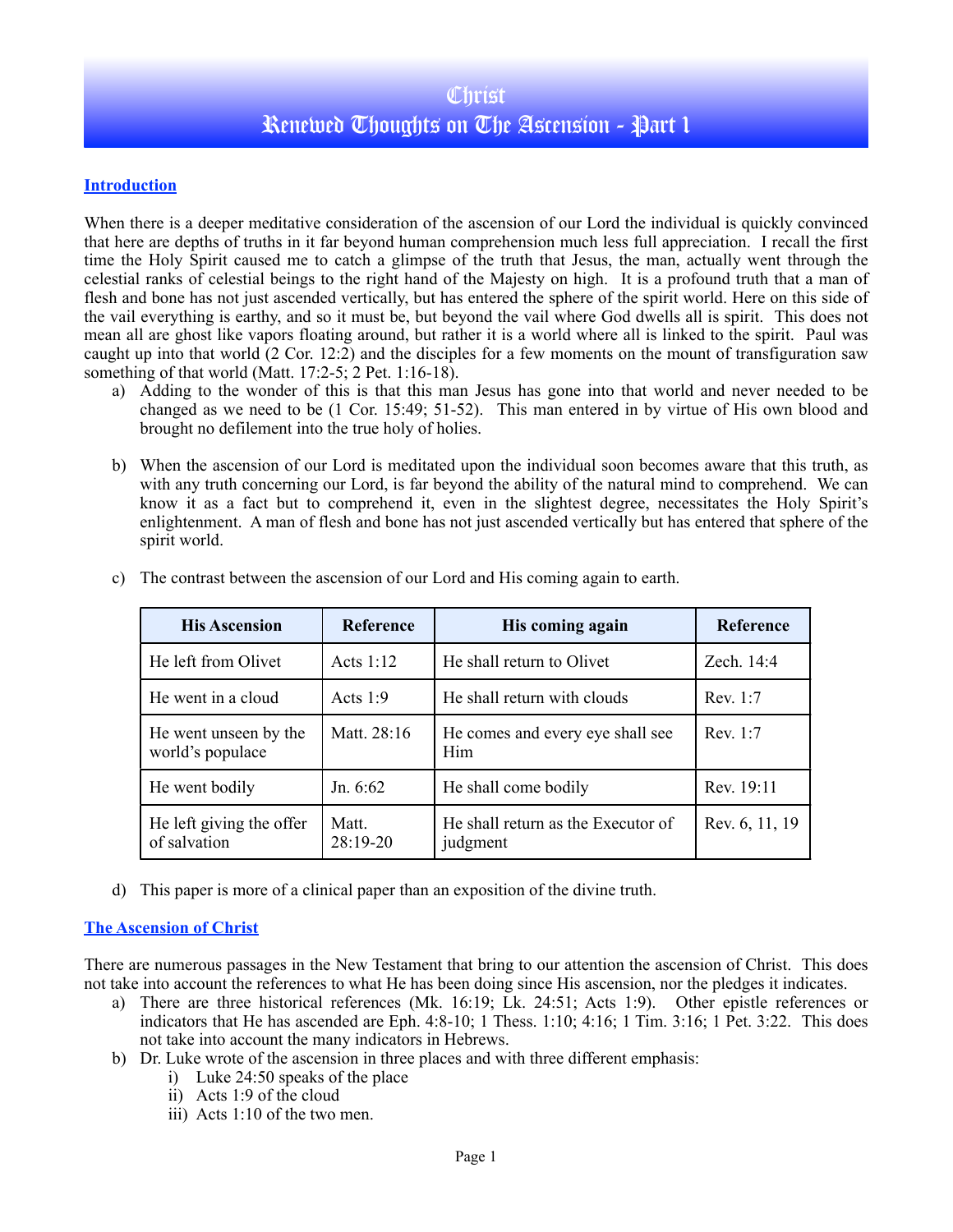# Christ
# Renewed Thoughts on The Ascension - Part 1

## Introduction

When there is a deeper meditative consideration of the ascension of our Lord the individual is quickly convinced that here are depths of truths in it far beyond human comprehension much less full appreciation. I recall the first time the Holy Spirit caused me to catch a glimpse of the truth that Jesus, the man, actually went through the celestial ranks of celestial beings to the right hand of the Majesty on high. It is a profound truth that a man of flesh and bone has not just ascended vertically, but has entered the sphere of the spirit world. Here on this side of the vail everything is earthy, and so it must be, but beyond the vail where God dwells all is spirit. This does not mean all are ghost like vapors floating around, but rather it is a world where all is linked to the spirit. Paul was caught up into that world (2 Cor. 12:2) and the disciples for a few moments on the mount of transfiguration saw something of that world (Matt. 17:2-5; 2 Pet. 1:16-18).

a) Adding to the wonder of this is that this man Jesus has gone into that world and never needed to be changed as we need to be (1 Cor. 15:49; 51-52). This man entered in by virtue of His own blood and brought no defilement into the true holy of holies.

b) When the ascension of our Lord is meditated upon the individual soon becomes aware that this truth, as with any truth concerning our Lord, is far beyond the ability of the natural mind to comprehend. We can know it as a fact but to comprehend it, even in the slightest degree, necessitates the Holy Spirit's enlightenment. A man of flesh and bone has not just ascended vertically but has entered that sphere of the spirit world.

c) The contrast between the ascension of our Lord and His coming again to earth.

| His Ascension | Reference | His coming again | Reference |
|---|---|---|---|
| He left from Olivet | Acts 1:12 | He shall return to Olivet | Zech. 14:4 |
| He went in a cloud | Acts 1:9 | He shall return with clouds | Rev. 1:7 |
| He went unseen by the world's populace | Matt. 28:16 | He comes and every eye shall see Him | Rev. 1:7 |
| He went bodily | Jn. 6:62 | He shall come bodily | Rev. 19:11 |
| He left giving the offer of salvation | Matt. 28:19-20 | He shall return as the Executor of judgment | Rev. 6, 11, 19 |

d) This paper is more of a clinical paper than an exposition of the divine truth.

## The Ascension of Christ

There are numerous passages in the New Testament that bring to our attention the ascension of Christ. This does not take into account the references to what He has been doing since His ascension, nor the pledges it indicates.

a) There are three historical references (Mk. 16:19; Lk. 24:51; Acts 1:9). Other epistle references or indicators that He has ascended are Eph. 4:8-10; 1 Thess. 1:10; 4:16; 1 Tim. 3:16; 1 Pet. 3:22. This does not take into account the many indicators in Hebrews.

b) Dr. Luke wrote of the ascension in three places and with three different emphasis:
   i) Luke 24:50 speaks of the place
   ii) Acts 1:9 of the cloud
   iii) Acts 1:10 of the two men.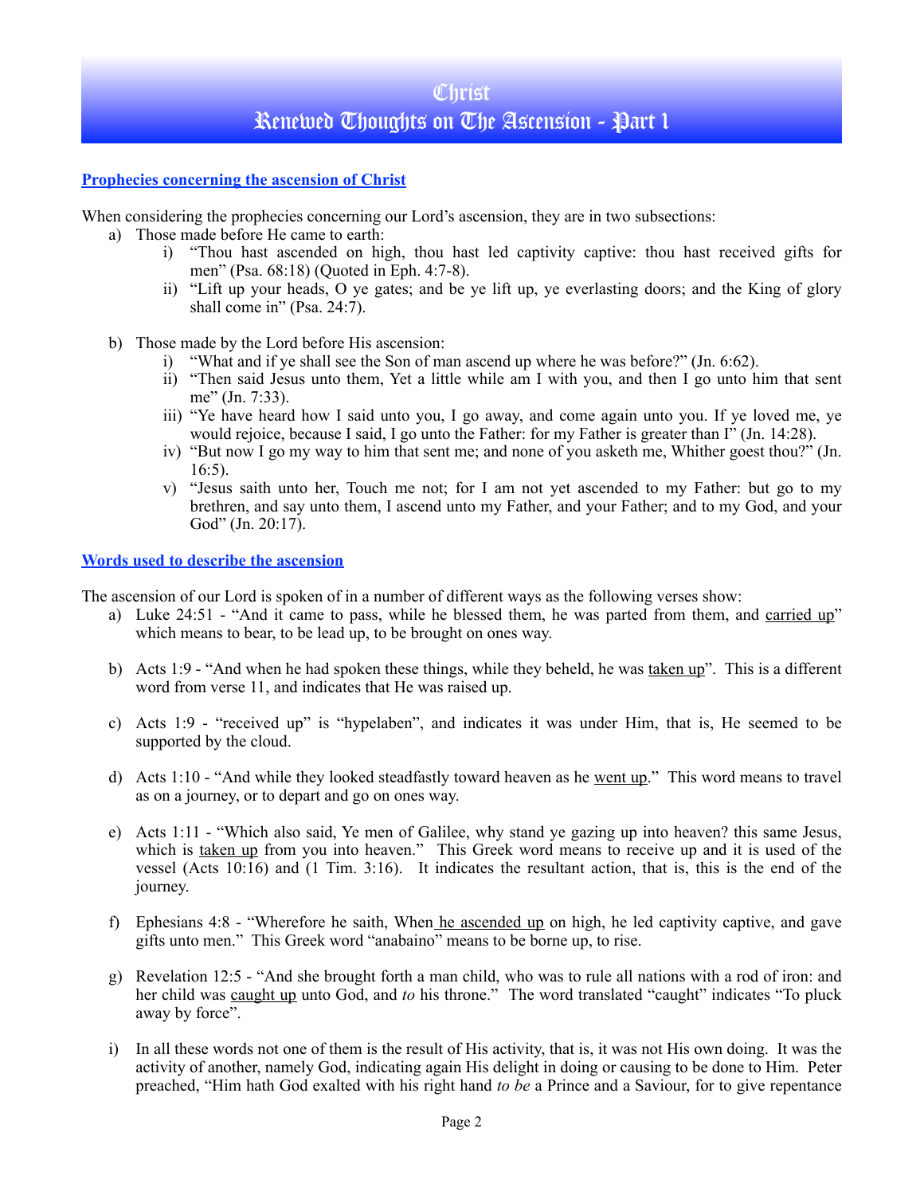# Christ
# Renewed Thoughts on The Ascension - Part 1

**Prophecies concerning the ascension of Christ**

When considering the prophecies concerning our Lord's ascension, they are in two subsections:

a) Those made before He came to earth:
   i) "Thou hast ascended on high, thou hast led captivity captive: thou hast received gifts for men" (Psa. 68:18) (Quoted in Eph. 4:7-8).
   ii) "Lift up your heads, O ye gates; and be ye lift up, ye everlasting doors; and the King of glory shall come in" (Psa. 24:7).

b) Those made by the Lord before His ascension:
   i) "What and if ye shall see the Son of man ascend up where he was before?" (Jn. 6:62).
   ii) "Then said Jesus unto them, Yet a little while am I with you, and then I go unto him that sent me" (Jn. 7:33).
   iii) "Ye have heard how I said unto you, I go away, and come again unto you. If ye loved me, ye would rejoice, because I said, I go unto the Father: for my Father is greater than I" (Jn. 14:28).
   iv) "But now I go my way to him that sent me; and none of you asketh me, Whither goest thou?" (Jn. 16:5).
   v) "Jesus saith unto her, Touch me not; for I am not yet ascended to my Father: but go to my brethren, and say unto them, I ascend unto my Father, and your Father; and to my God, and your God" (Jn. 20:17).

**Words used to describe the ascension**

The ascension of our Lord is spoken of in a number of different ways as the following verses show:

a) Luke 24:51 - "And it came to pass, while he blessed them, he was parted from them, and carried up" which means to bear, to be lead up, to be brought on ones way.

b) Acts 1:9 - "And when he had spoken these things, while they beheld, he was taken up". This is a different word from verse 11, and indicates that He was raised up.

c) Acts 1:9 - "received up" is "hypelaben", and indicates it was under Him, that is, He seemed to be supported by the cloud.

d) Acts 1:10 - "And while they looked steadfastly toward heaven as he went up." This word means to travel as on a journey, or to depart and go on ones way.

e) Acts 1:11 - "Which also said, Ye men of Galilee, why stand ye gazing up into heaven? this same Jesus, which is taken up from you into heaven." This Greek word means to receive up and it is used of the vessel (Acts 10:16) and (1 Tim. 3:16). It indicates the resultant action, that is, this is the end of the journey.

f) Ephesians 4:8 - "Wherefore he saith, When he ascended up on high, he led captivity captive, and gave gifts unto men." This Greek word "anabaino" means to be borne up, to rise.

g) Revelation 12:5 - "And she brought forth a man child, who was to rule all nations with a rod of iron: and her child was caught up unto God, and *to* his throne." The word translated "caught" indicates "To pluck away by force".

i) In all these words not one of them is the result of His activity, that is, it was not His own doing. It was the activity of another, namely God, indicating again His delight in doing or causing to be done to Him. Peter preached, "Him hath God exalted with his right hand *to be* a Prince and a Saviour, for to give repentance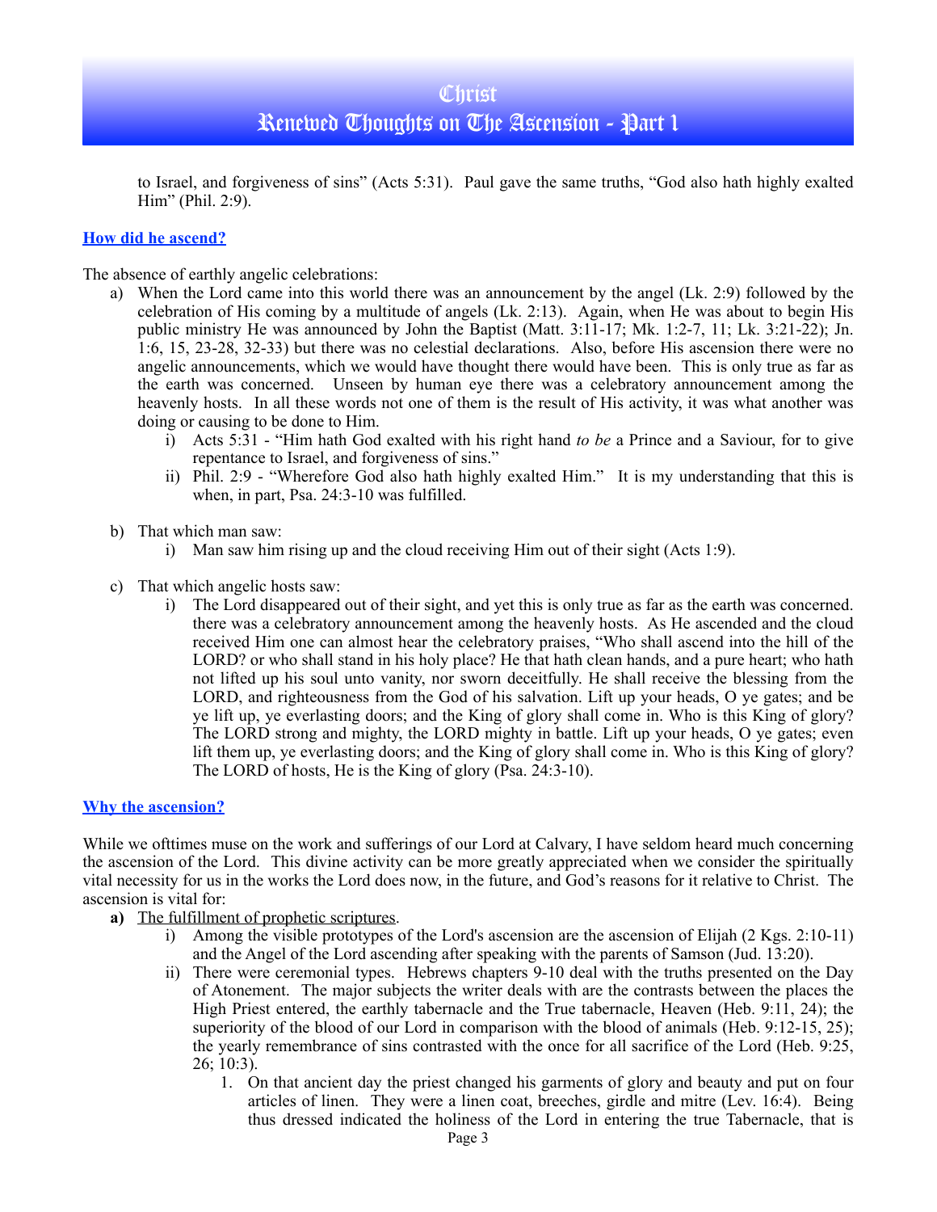to Israel, and forgiveness of sins" (Acts 5:31). Paul gave the same truths, "God also hath highly exalted Him" (Phil. 2:9).

### How did he ascend?

The absence of earthly angelic celebrations:

a) When the Lord came into this world there was an announcement by the angel (Lk. 2:9) followed by the celebration of His coming by a multitude of angels (Lk. 2:13). Again, when He was about to begin His public ministry He was announced by John the Baptist (Matt. 3:11-17; Mk. 1:2-7, 11; Lk. 3:21-22); Jn. 1:6, 15, 23-28, 32-33) but there was no celestial declarations. Also, before His ascension there were no angelic announcements, which we would have thought there would have been. This is only true as far as the earth was concerned. Unseen by human eye there was a celebratory announcement among the heavenly hosts. In all these words not one of them is the result of His activity, it was what another was doing or causing to be done to Him.
   i) Acts 5:31 - "Him hath God exalted with his right hand *to be* a Prince and a Saviour, for to give repentance to Israel, and forgiveness of sins."
   ii) Phil. 2:9 - "Wherefore God also hath highly exalted Him." It is my understanding that this is when, in part, Psa. 24:3-10 was fulfilled.

b) That which man saw:
   i) Man saw him rising up and the cloud receiving Him out of their sight (Acts 1:9).

c) That which angelic hosts saw:
   i) The Lord disappeared out of their sight, and yet this is only true as far as the earth was concerned. there was a celebratory announcement among the heavenly hosts. As He ascended and the cloud received Him one can almost hear the celebratory praises, "Who shall ascend into the hill of the LORD? or who shall stand in his holy place? He that hath clean hands, and a pure heart; who hath not lifted up his soul unto vanity, nor sworn deceitfully. He shall receive the blessing from the LORD, and righteousness from the God of his salvation. Lift up your heads, O ye gates; and be ye lift up, ye everlasting doors; and the King of glory shall come in. Who is this King of glory? The LORD strong and mighty, the LORD mighty in battle. Lift up your heads, O ye gates; even lift them up, ye everlasting doors; and the King of glory shall come in. Who is this King of glory? The LORD of hosts, He is the King of glory (Psa. 24:3-10).

### Why the ascension?

While we ofttimes muse on the work and sufferings of our Lord at Calvary, I have seldom heard much concerning the ascension of the Lord. This divine activity can be more greatly appreciated when we consider the spiritually vital necessity for us in the works the Lord does now, in the future, and God's reasons for it relative to Christ. The ascension is vital for:

**a)** The fulfillment of prophetic scriptures.
   i) Among the visible prototypes of the Lord's ascension are the ascension of Elijah (2 Kgs. 2:10-11) and the Angel of the Lord ascending after speaking with the parents of Samson (Jud. 13:20).
   ii) There were ceremonial types. Hebrews chapters 9-10 deal with the truths presented on the Day of Atonement. The major subjects the writer deals with are the contrasts between the places the High Priest entered, the earthly tabernacle and the True tabernacle, Heaven (Heb. 9:11, 24); the superiority of the blood of our Lord in comparison with the blood of animals (Heb. 9:12-15, 25); the yearly remembrance of sins contrasted with the once for all sacrifice of the Lord (Heb. 9:25, 26; 10:3).
      1. On that ancient day the priest changed his garments of glory and beauty and put on four articles of linen. They were a linen coat, breeches, girdle and mitre (Lev. 16:4). Being thus dressed indicated the holiness of the Lord in entering the true Tabernacle, that is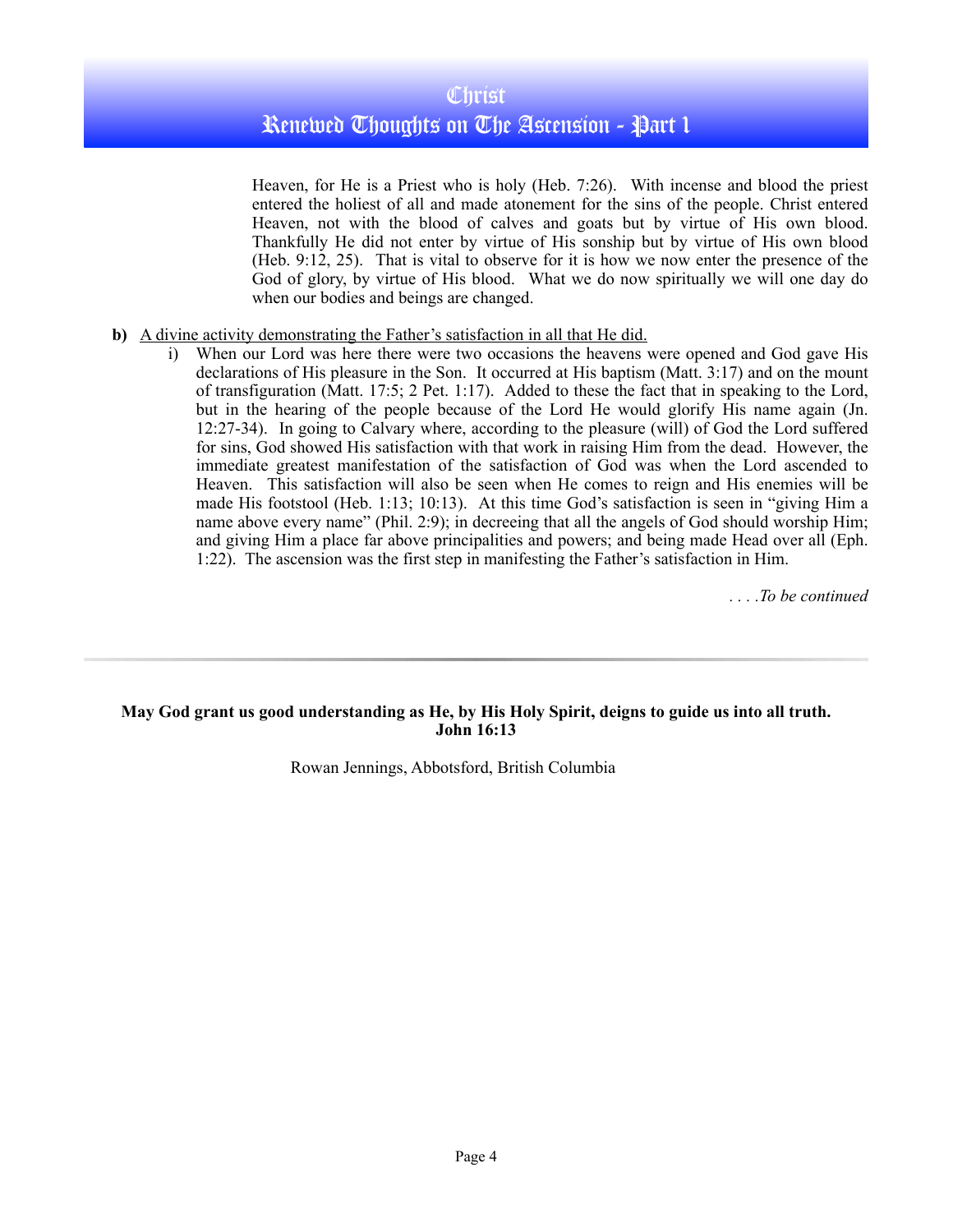Heaven, for He is a Priest who is holy (Heb. 7:26). With incense and blood the priest entered the holiest of all and made atonement for the sins of the people. Christ entered Heaven, not with the blood of calves and goats but by virtue of His own blood. Thankfully He did not enter by virtue of His sonship but by virtue of His own blood (Heb. 9:12, 25). That is vital to observe for it is how we now enter the presence of the God of glory, by virtue of His blood. What we do now spiritually we will one day do when our bodies and beings are changed.

**b)** <u>A divine activity demonstrating the Father's satisfaction in all that He did.</u>

i) When our Lord was here there were two occasions the heavens were opened and God gave His declarations of His pleasure in the Son. It occurred at His baptism (Matt. 3:17) and on the mount of transfiguration (Matt. 17:5; 2 Pet. 1:17). Added to these the fact that in speaking to the Lord, but in the hearing of the people because of the Lord He would glorify His name again (Jn. 12:27-34). In going to Calvary where, according to the pleasure (will) of God the Lord suffered for sins, God showed His satisfaction with that work in raising Him from the dead. However, the immediate greatest manifestation of the satisfaction of God was when the Lord ascended to Heaven. This satisfaction will also be seen when He comes to reign and His enemies will be made His footstool (Heb. 1:13; 10:13). At this time God's satisfaction is seen in "giving Him a name above every name" (Phil. 2:9); in decreeing that all the angels of God should worship Him; and giving Him a place far above principalities and powers; and being made Head over all (Eph. 1:22). The ascension was the first step in manifesting the Father's satisfaction in Him.

*. . . .To be continued*

---

**May God grant us good understanding as He, by His Holy Spirit, deigns to guide us into all truth. John 16:13**

Rowan Jennings, Abbotsford, British Columbia